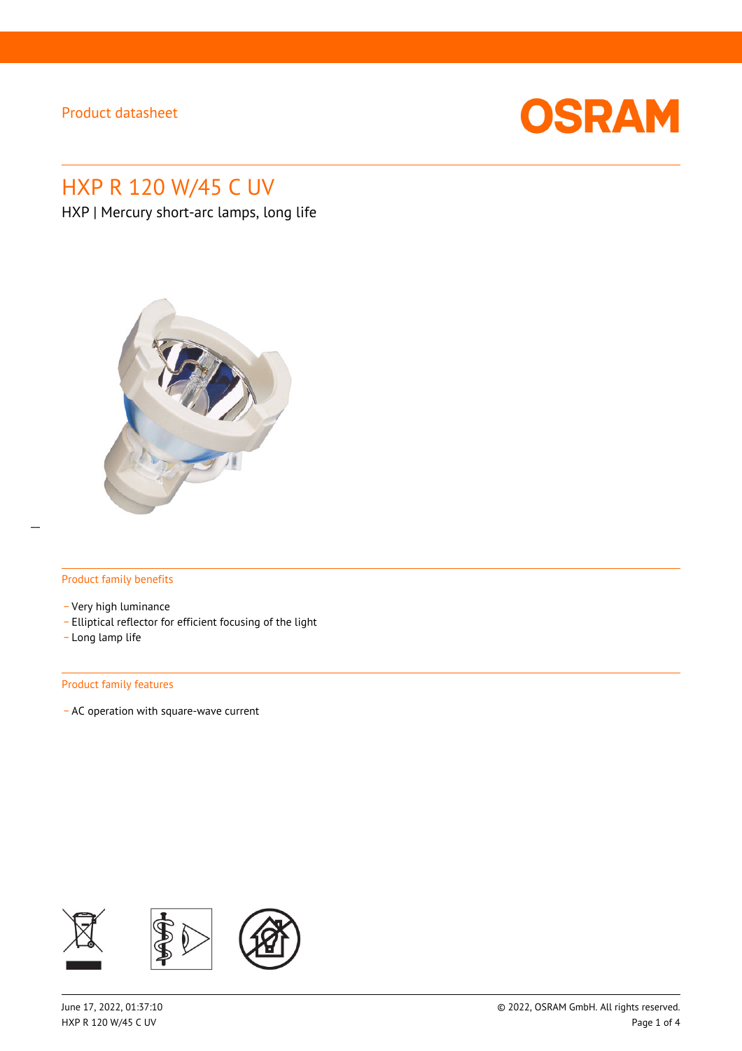Product datasheet

# HXP R 120 W/45 C UV

HXP | Mercury short-arc lamps, long life

## Product family benefits

- Very high luminance
- Elliptical reflector for efficient focusing of the light
- Long lamp life

## Product family features

- AC operation with square-wave current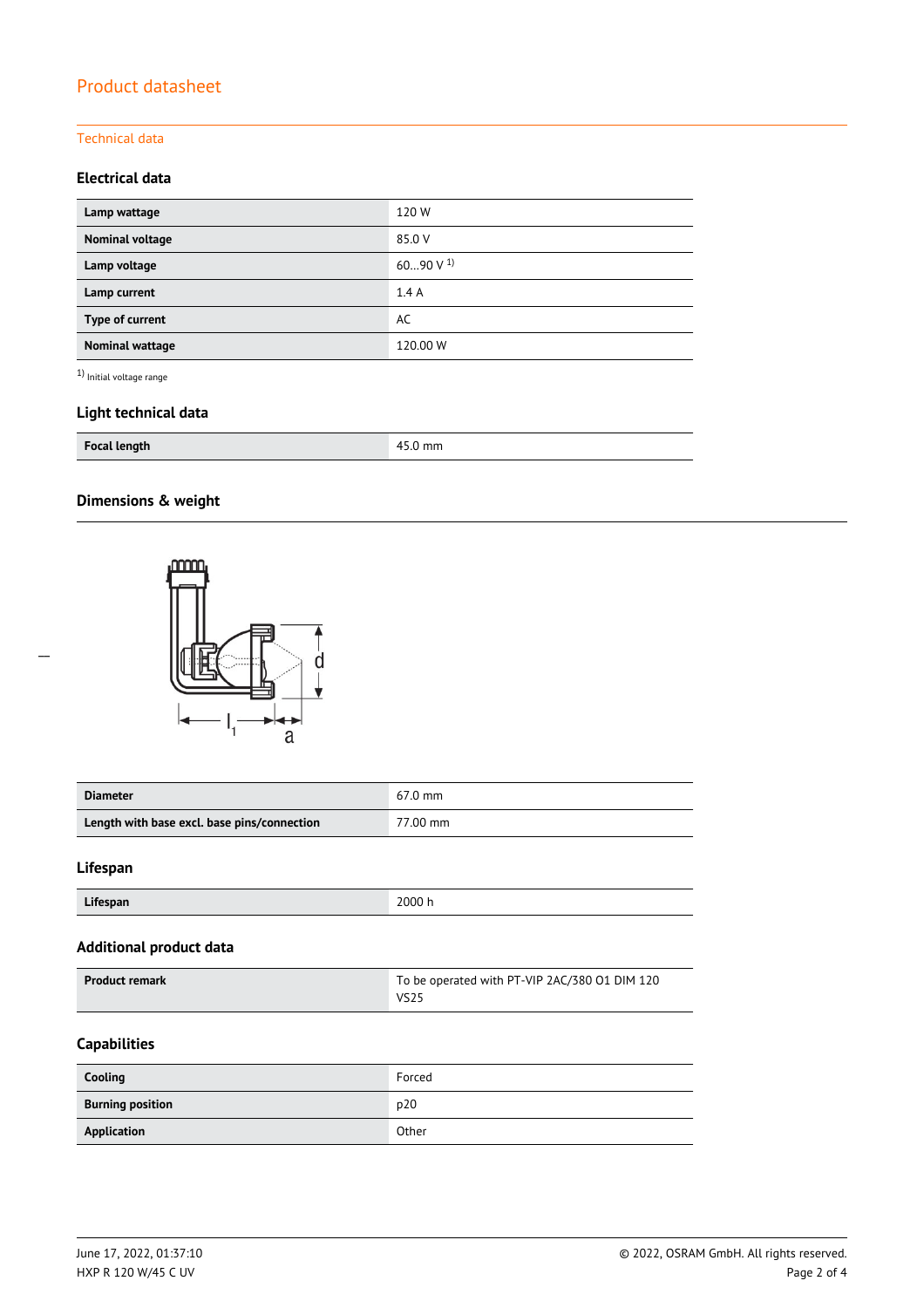# Product datasheet

## Technical data

### Electrical data

| | |
|---|---|
| **Lamp wattage** | 120 W |
| **Nominal voltage** | 85.0 V |
| **Lamp voltage** | 60…90 V [1] |
| **Lamp current** | 1.4 A |
| **Type of current** | AC |
| **Nominal wattage** | 120.00 W |

[1] Initial voltage range

### Light technical data

| | |
|---|---|
| **Focal length** | 45.0 mm |

### Dimensions & weight

| | |
|---|---|
| **Diameter** | 67.0 mm |
| **Length with base excl. base pins/connection** | 77.00 mm |

### Lifespan

| | |
|---|---|
| **Lifespan** | 2000 h |

### Additional product data

| | |
|---|---|
| **Product remark** | To be operated with PT-VIP 2AC/380 01 DIM 120 VS25 |

### Capabilities

| | |
|---|---|
| **Cooling** | Forced |
| **Burning position** | p20 |
| **Application** | Other |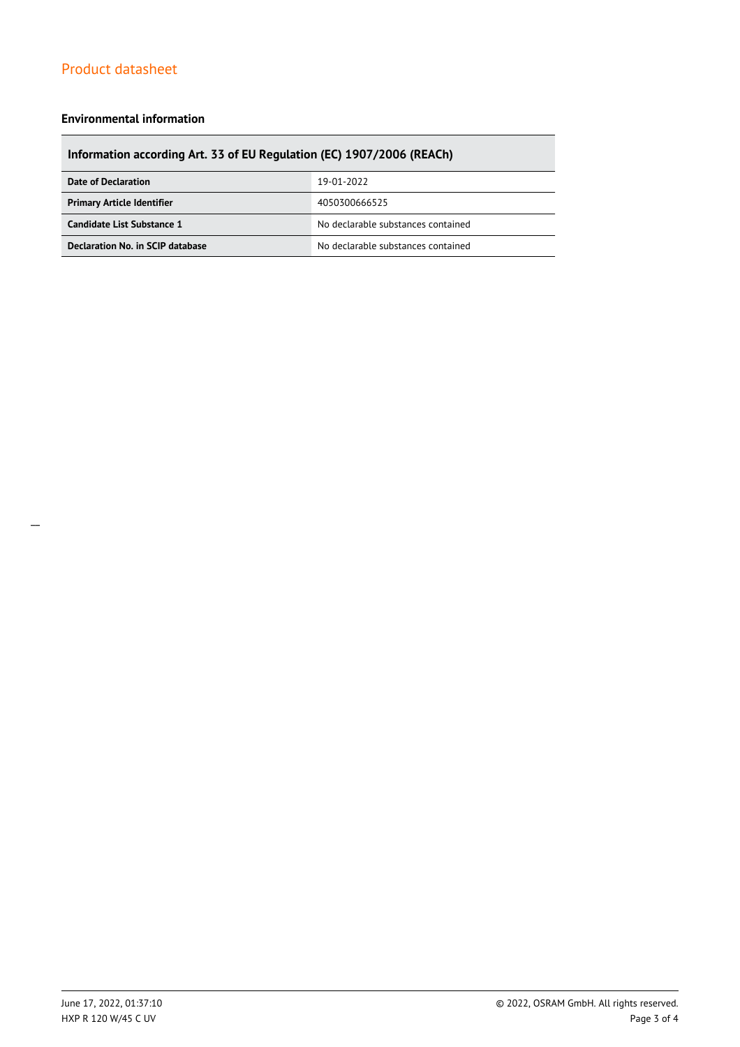## Environmental information

| Information according Art. 33 of EU Regulation (EC) 1907/2006 (REACh) | |
|---|---|
| **Date of Declaration** | 19-01-2022 |
| **Primary Article Identifier** | 4050300666525 |
| **Candidate List Substance 1** | No declarable substances contained |
| **Declaration No. in SCIP database** | No declarable substances contained |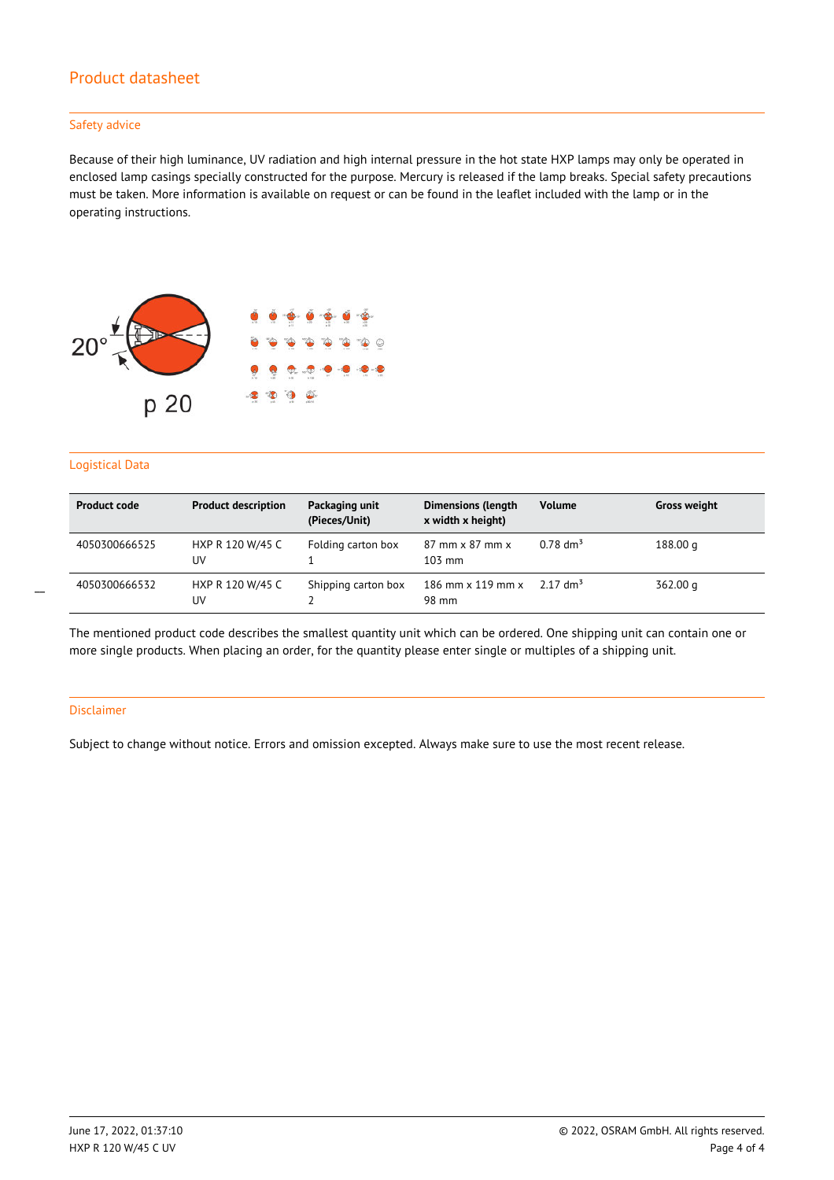## Product datasheet

### Safety advice

Because of their high luminance, UV radiation and high internal pressure in the hot state HXP lamps may only be operated in enclosed lamp casings specially constructed for the purpose. Mercury is released if the lamp breaks. Special safety precautions must be taken. More information is available on request or can be found in the leaflet included with the lamp or in the operating instructions.

20°

p 20

### Logistical Data

| Product code | Product description | Packaging unit (Pieces/Unit) | Dimensions (length x width x height) | Volume | Gross weight |
| --- | --- | --- | --- | --- | --- |
| 4050300666525 | HXP R 120 W/45 C UV | Folding carton box 1 | 87 mm x 87 mm x 103 mm | 0.78 $dm^3$ | 188.00 g |
| 4050300666532 | HXP R 120 W/45 C UV | Shipping carton box 2 | 186 mm x 119 mm x 98 mm | 2.17 $dm^3$ | 362.00 g |

The mentioned product code describes the smallest quantity unit which can be ordered. One shipping unit can contain one or more single products. When placing an order, for the quantity please enter single or multiples of a shipping unit.

### Disclaimer

Subject to change without notice. Errors and omission excepted. Always make sure to use the most recent release.